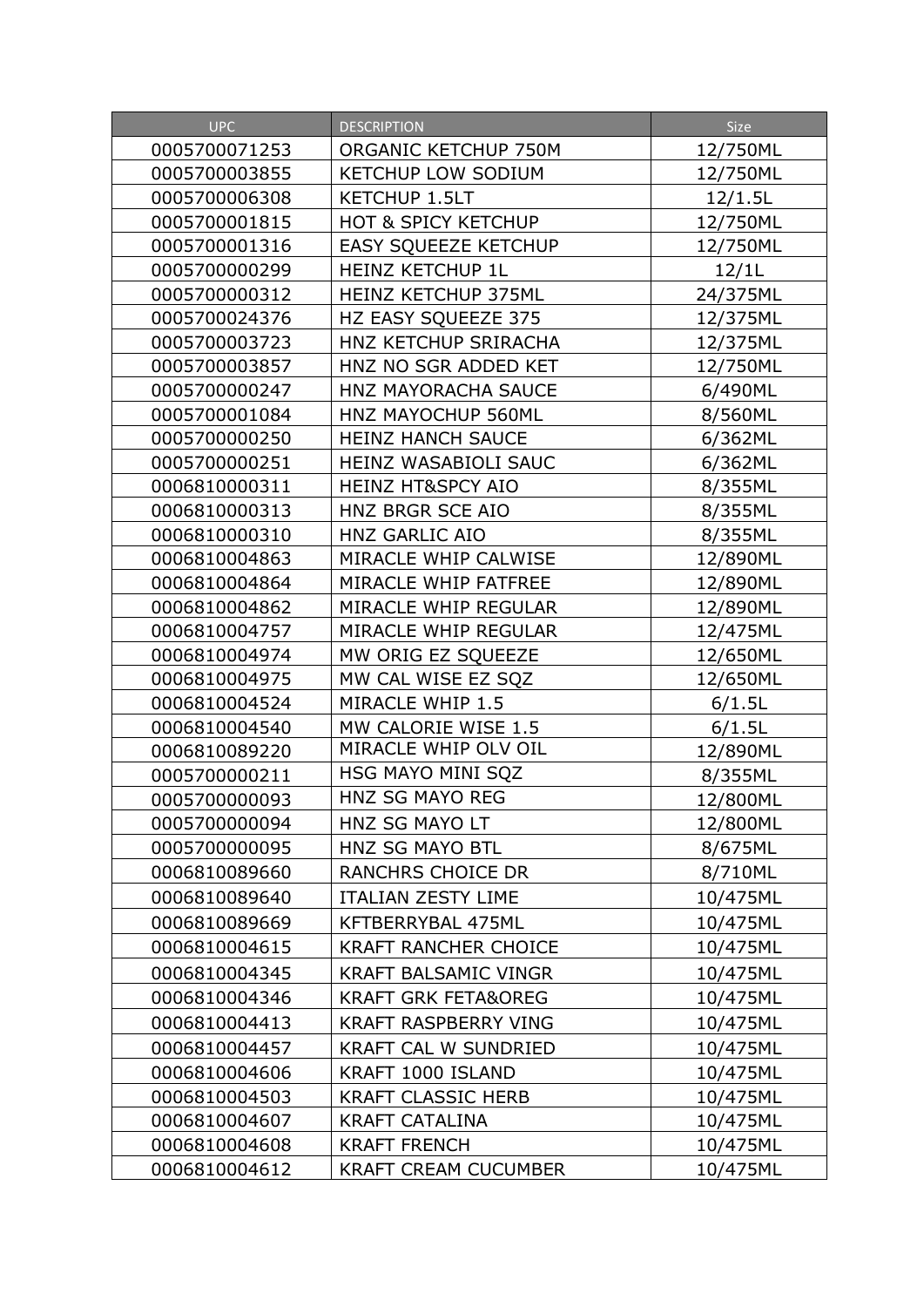| UPC | DESCRIPTION | Size |
| --- | --- | --- |
| 0005700071253 | ORGANIC KETCHUP 750M | 12/750ML |
| 0005700003855 | KETCHUP LOW SODIUM | 12/750ML |
| 0005700006308 | KETCHUP 1.5LT | 12/1.5L |
| 0005700001815 | HOT & SPICY KETCHUP | 12/750ML |
| 0005700001316 | EASY SQUEEZE KETCHUP | 12/750ML |
| 0005700000299 | HEINZ KETCHUP 1L | 12/1L |
| 0005700000312 | HEINZ KETCHUP 375ML | 24/375ML |
| 0005700024376 | HZ EASY SQUEEZE 375 | 12/375ML |
| 0005700003723 | HNZ KETCHUP SRIRACHA | 12/375ML |
| 0005700003857 | HNZ NO SGR ADDED KET | 12/750ML |
| 0005700000247 | HNZ MAYORACHA SAUCE | 6/490ML |
| 0005700001084 | HNZ MAYOCHUP 560ML | 8/560ML |
| 0005700000250 | HEINZ HANCH SAUCE | 6/362ML |
| 0005700000251 | HEINZ WASABIOLI SAUC | 6/362ML |
| 0006810000311 | HEINZ HT&SPCY AIO | 8/355ML |
| 0006810000313 | HNZ BRGR SCE AIO | 8/355ML |
| 0006810000310 | HNZ GARLIC AIO | 8/355ML |
| 0006810004863 | MIRACLE WHIP CALWISE | 12/890ML |
| 0006810004864 | MIRACLE WHIP FATFREE | 12/890ML |
| 0006810004862 | MIRACLE WHIP REGULAR | 12/890ML |
| 0006810004757 | MIRACLE WHIP REGULAR | 12/475ML |
| 0006810004974 | MW ORIG EZ SQUEEZE | 12/650ML |
| 0006810004975 | MW CAL WISE EZ SQZ | 12/650ML |
| 0006810004524 | MIRACLE WHIP 1.5 | 6/1.5L |
| 0006810004540 | MW CALORIE WISE 1.5 | 6/1.5L |
| 0006810089220 | MIRACLE WHIP OLV OIL | 12/890ML |
| 0005700000211 | HSG MAYO MINI SQZ | 8/355ML |
| 0005700000093 | HNZ SG MAYO REG | 12/800ML |
| 0005700000094 | HNZ SG MAYO LT | 12/800ML |
| 0005700000095 | HNZ SG MAYO BTL | 8/675ML |
| 0006810089660 | RANCHRS CHOICE DR | 8/710ML |
| 0006810089640 | ITALIAN ZESTY LIME | 10/475ML |
| 0006810089669 | KFTBERRYBAL 475ML | 10/475ML |
| 0006810004615 | KRAFT RANCHER CHOICE | 10/475ML |
| 0006810004345 | KRAFT BALSAMIC VINGR | 10/475ML |
| 0006810004346 | KRAFT GRK FETA&OREG | 10/475ML |
| 0006810004413 | KRAFT RASPBERRY VING | 10/475ML |
| 0006810004457 | KRAFT CAL W SUNDRIED | 10/475ML |
| 0006810004606 | KRAFT 1000 ISLAND | 10/475ML |
| 0006810004503 | KRAFT CLASSIC HERB | 10/475ML |
| 0006810004607 | KRAFT CATALINA | 10/475ML |
| 0006810004608 | KRAFT FRENCH | 10/475ML |
| 0006810004612 | KRAFT CREAM CUCUMBER | 10/475ML |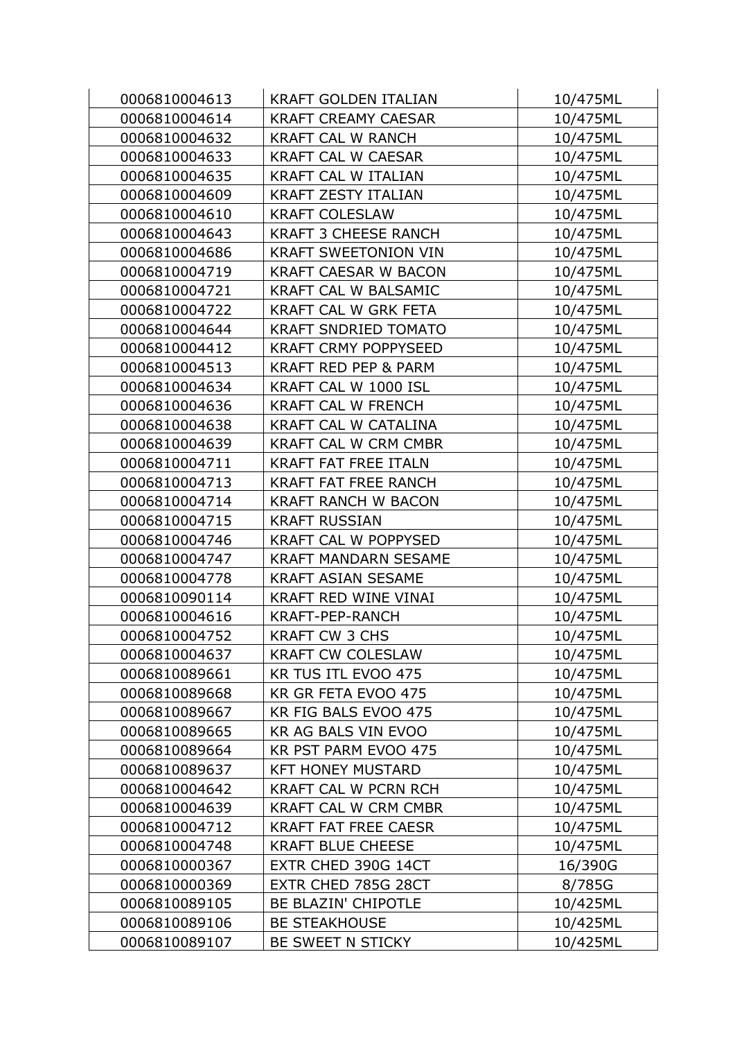| 0006810004613 | KRAFT GOLDEN ITALIAN | 10/475ML |
|---|---|---|
| 0006810004614 | KRAFT CREAMY CAESAR | 10/475ML |
| 0006810004632 | KRAFT CAL W RANCH | 10/475ML |
| 0006810004633 | KRAFT CAL W CAESAR | 10/475ML |
| 0006810004635 | KRAFT CAL W ITALIAN | 10/475ML |
| 0006810004609 | KRAFT ZESTY ITALIAN | 10/475ML |
| 0006810004610 | KRAFT COLESLAW | 10/475ML |
| 0006810004643 | KRAFT 3 CHEESE RANCH | 10/475ML |
| 0006810004686 | KRAFT SWEETONION VIN | 10/475ML |
| 0006810004719 | KRAFT CAESAR W BACON | 10/475ML |
| 0006810004721 | KRAFT CAL W BALSAMIC | 10/475ML |
| 0006810004722 | KRAFT CAL W GRK FETA | 10/475ML |
| 0006810004644 | KRAFT SNDRIED TOMATO | 10/475ML |
| 0006810004412 | KRAFT CRMY POPPYSEED | 10/475ML |
| 0006810004513 | KRAFT RED PEP & PARM | 10/475ML |
| 0006810004634 | KRAFT CAL W 1000 ISL | 10/475ML |
| 0006810004636 | KRAFT CAL W FRENCH | 10/475ML |
| 0006810004638 | KRAFT CAL W CATALINA | 10/475ML |
| 0006810004639 | KRAFT CAL W CRM CMBR | 10/475ML |
| 0006810004711 | KRAFT FAT FREE ITALN | 10/475ML |
| 0006810004713 | KRAFT FAT FREE RANCH | 10/475ML |
| 0006810004714 | KRAFT RANCH W BACON | 10/475ML |
| 0006810004715 | KRAFT RUSSIAN | 10/475ML |
| 0006810004746 | KRAFT CAL W POPPYSED | 10/475ML |
| 0006810004747 | KRAFT MANDARN SESAME | 10/475ML |
| 0006810004778 | KRAFT ASIAN SESAME | 10/475ML |
| 0006810090114 | KRAFT RED WINE VINAI | 10/475ML |
| 0006810004616 | KRAFT-PEP-RANCH | 10/475ML |
| 0006810004752 | KRAFT CW 3 CHS | 10/475ML |
| 0006810004637 | KRAFT CW COLESLAW | 10/475ML |
| 0006810089661 | KR TUS ITL EVOO 475 | 10/475ML |
| 0006810089668 | KR GR FETA EVOO 475 | 10/475ML |
| 0006810089667 | KR FIG BALS EVOO 475 | 10/475ML |
| 0006810089665 | KR AG BALS VIN EVOO | 10/475ML |
| 0006810089664 | KR PST PARM EVOO 475 | 10/475ML |
| 0006810089637 | KFT HONEY MUSTARD | 10/475ML |
| 0006810004642 | KRAFT CAL W PCRN RCH | 10/475ML |
| 0006810004639 | KRAFT CAL W CRM CMBR | 10/475ML |
| 0006810004712 | KRAFT FAT FREE CAESR | 10/475ML |
| 0006810004748 | KRAFT BLUE CHEESE | 10/475ML |
| 0006810000367 | EXTR CHED 390G 14CT | 16/390G |
| 0006810000369 | EXTR CHED 785G 28CT | 8/785G |
| 0006810089105 | BE BLAZIN' CHIPOTLE | 10/425ML |
| 0006810089106 | BE STEAKHOUSE | 10/425ML |
| 0006810089107 | BE SWEET N STICKY | 10/425ML |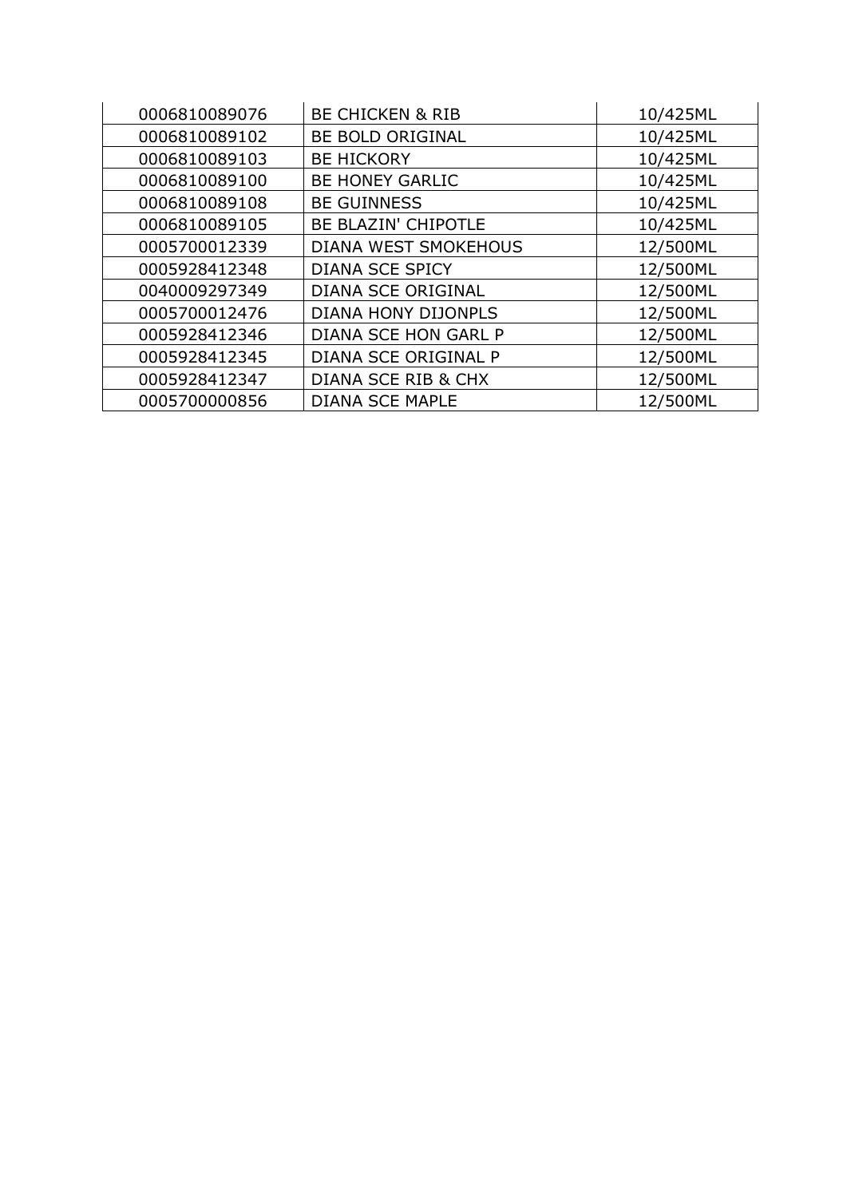| | | |
|---|---|---|
| 0006810089076 | BE CHICKEN & RIB | 10/425ML |
| 0006810089102 | BE BOLD ORIGINAL | 10/425ML |
| 0006810089103 | BE HICKORY | 10/425ML |
| 0006810089100 | BE HONEY GARLIC | 10/425ML |
| 0006810089108 | BE GUINNESS | 10/425ML |
| 0006810089105 | BE BLAZIN' CHIPOTLE | 10/425ML |
| 0005700012339 | DIANA WEST SMOKEHOUS | 12/500ML |
| 0005928412348 | DIANA SCE SPICY | 12/500ML |
| 0040009297349 | DIANA SCE ORIGINAL | 12/500ML |
| 0005700012476 | DIANA HONY DIJONPLS | 12/500ML |
| 0005928412346 | DIANA SCE HON GARL P | 12/500ML |
| 0005928412345 | DIANA SCE ORIGINAL P | 12/500ML |
| 0005928412347 | DIANA SCE RIB & CHX | 12/500ML |
| 0005700000856 | DIANA SCE MAPLE | 12/500ML |